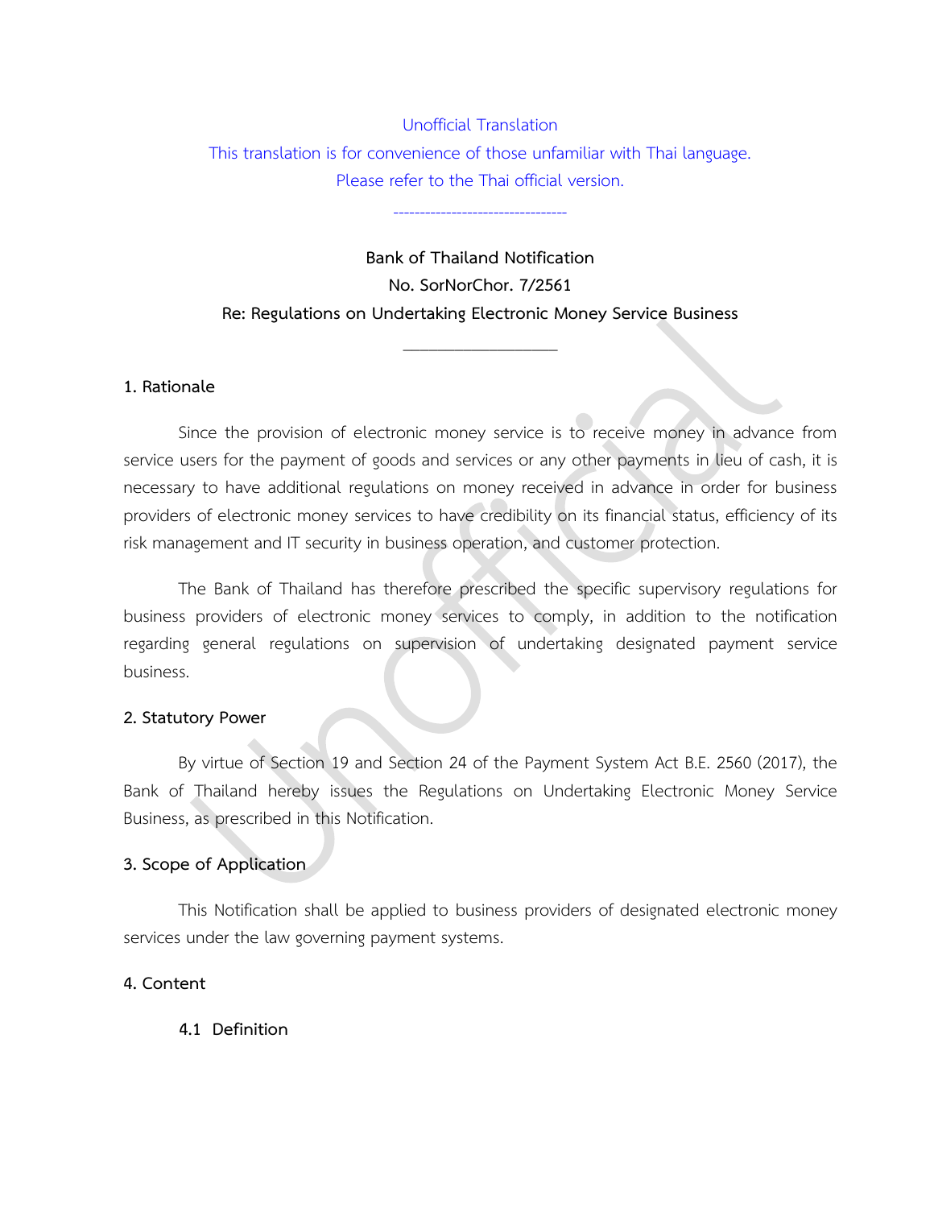Unofficial Translation

This translation is for convenience of those unfamiliar with Thai language.

Please refer to the Thai official version.

---

**Bank of Thailand Notification**

**No. SorNorChor. 7/2561**

**Re: Regulations on Undertaking Electronic Money Service Business**

---

## 1. Rationale

Since the provision of electronic money service is to receive money in advance from service users for the payment of goods and services or any other payments in lieu of cash, it is necessary to have additional regulations on money received in advance in order for business providers of electronic money services to have credibility on its financial status, efficiency of its risk management and IT security in business operation, and customer protection.

The Bank of Thailand has therefore prescribed the specific supervisory regulations for business providers of electronic money services to comply, in addition to the notification regarding general regulations on supervision of undertaking designated payment service business.

## 2. Statutory Power

By virtue of Section 19 and Section 24 of the Payment System Act B.E. 2560 (2017), the Bank of Thailand hereby issues the Regulations on Undertaking Electronic Money Service Business, as prescribed in this Notification.

## 3. Scope of Application

This Notification shall be applied to business providers of designated electronic money services under the law governing payment systems.

## 4. Content

### 4.1 Definition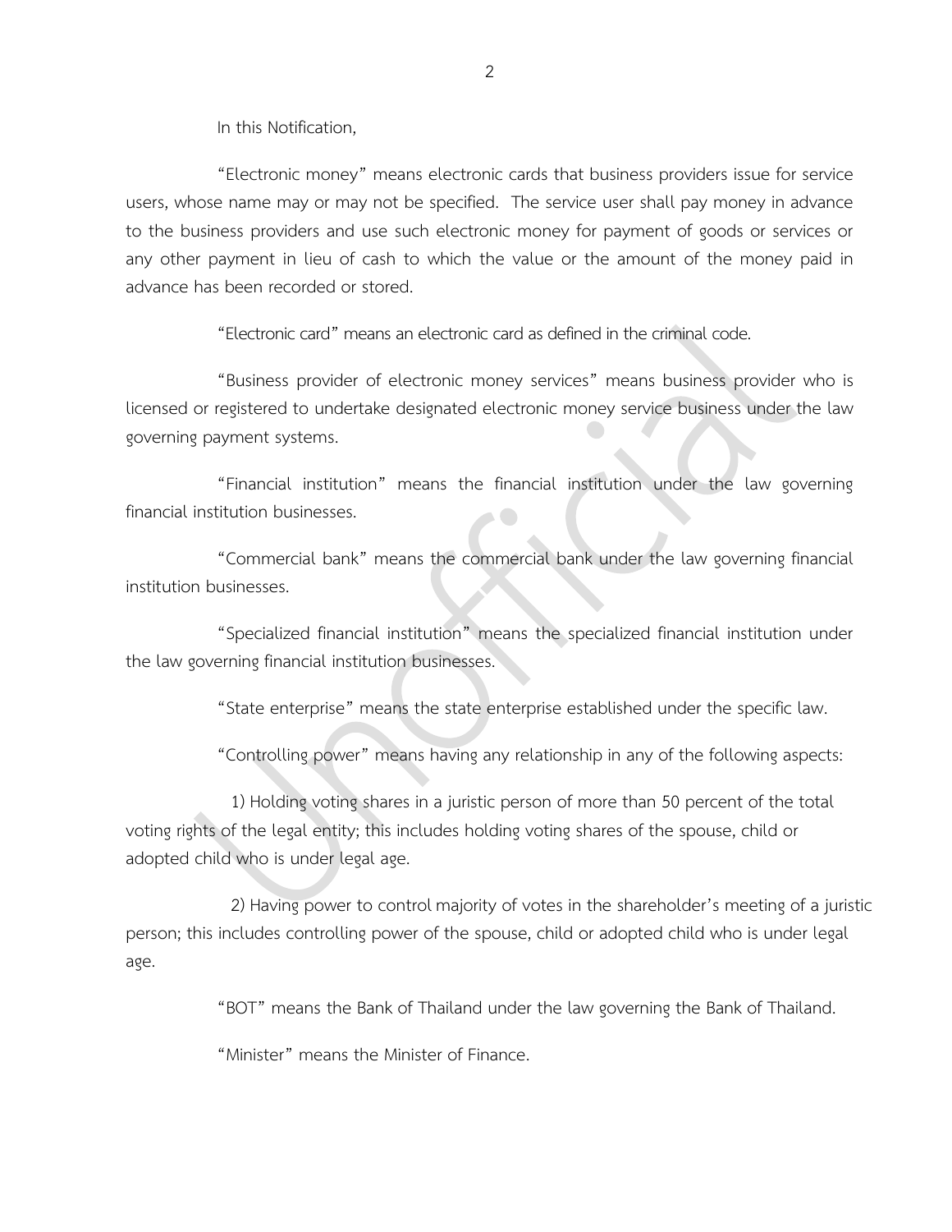In this Notification,

"Electronic money" means electronic cards that business providers issue for service users, whose name may or may not be specified. The service user shall pay money in advance to the business providers and use such electronic money for payment of goods or services or any other payment in lieu of cash to which the value or the amount of the money paid in advance has been recorded or stored.

"Electronic card" means an electronic card as defined in the criminal code.

"Business provider of electronic money services" means business provider who is licensed or registered to undertake designated electronic money service business under the law governing payment systems.

"Financial institution" means the financial institution under the law governing financial institution businesses.

"Commercial bank" means the commercial bank under the law governing financial institution businesses.

"Specialized financial institution" means the specialized financial institution under the law governing financial institution businesses.

"State enterprise" means the state enterprise established under the specific law.

"Controlling power" means having any relationship in any of the following aspects:

1) Holding voting shares in a juristic person of more than 50 percent of the total voting rights of the legal entity; this includes holding voting shares of the spouse, child or adopted child who is under legal age.

2) Having power to control majority of votes in the shareholder's meeting of a juristic person; this includes controlling power of the spouse, child or adopted child who is under legal age.

"BOT" means the Bank of Thailand under the law governing the Bank of Thailand.

"Minister" means the Minister of Finance.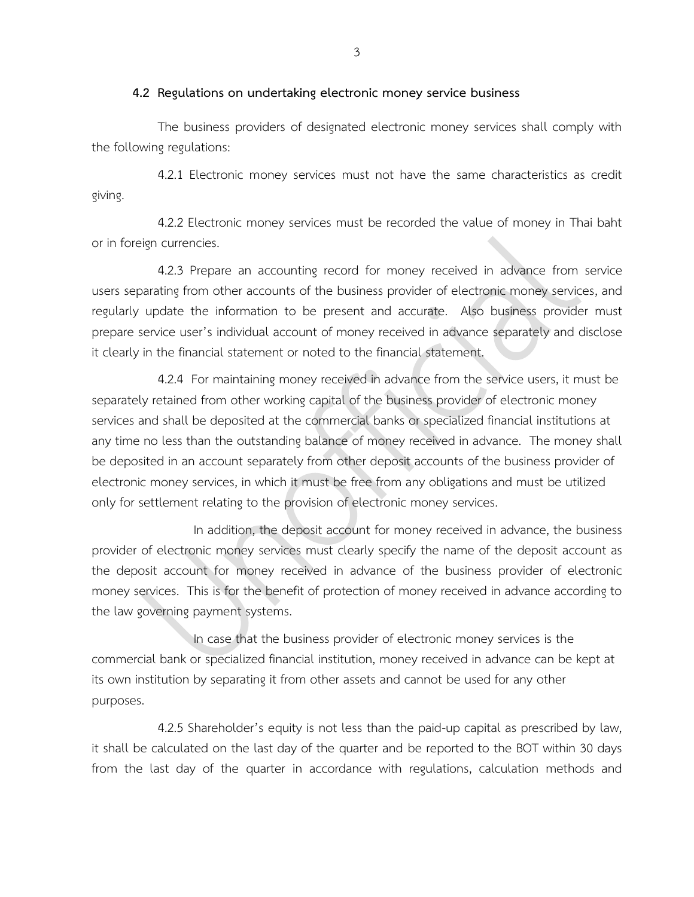### 4.2 Regulations on undertaking electronic money service business

The business providers of designated electronic money services shall comply with the following regulations:

4.2.1 Electronic money services must not have the same characteristics as credit giving.

4.2.2 Electronic money services must be recorded the value of money in Thai baht or in foreign currencies.

4.2.3 Prepare an accounting record for money received in advance from service users separating from other accounts of the business provider of electronic money services, and regularly update the information to be present and accurate. Also business provider must prepare service user's individual account of money received in advance separately and disclose it clearly in the financial statement or noted to the financial statement.

4.2.4 For maintaining money received in advance from the service users, it must be separately retained from other working capital of the business provider of electronic money services and shall be deposited at the commercial banks or specialized financial institutions at any time no less than the outstanding balance of money received in advance. The money shall be deposited in an account separately from other deposit accounts of the business provider of electronic money services, in which it must be free from any obligations and must be utilized only for settlement relating to the provision of electronic money services.

In addition, the deposit account for money received in advance, the business provider of electronic money services must clearly specify the name of the deposit account as the deposit account for money received in advance of the business provider of electronic money services. This is for the benefit of protection of money received in advance according to the law governing payment systems.

In case that the business provider of electronic money services is the commercial bank or specialized financial institution, money received in advance can be kept at its own institution by separating it from other assets and cannot be used for any other purposes.

4.2.5 Shareholder's equity is not less than the paid-up capital as prescribed by law, it shall be calculated on the last day of the quarter and be reported to the BOT within 30 days from the last day of the quarter in accordance with regulations, calculation methods and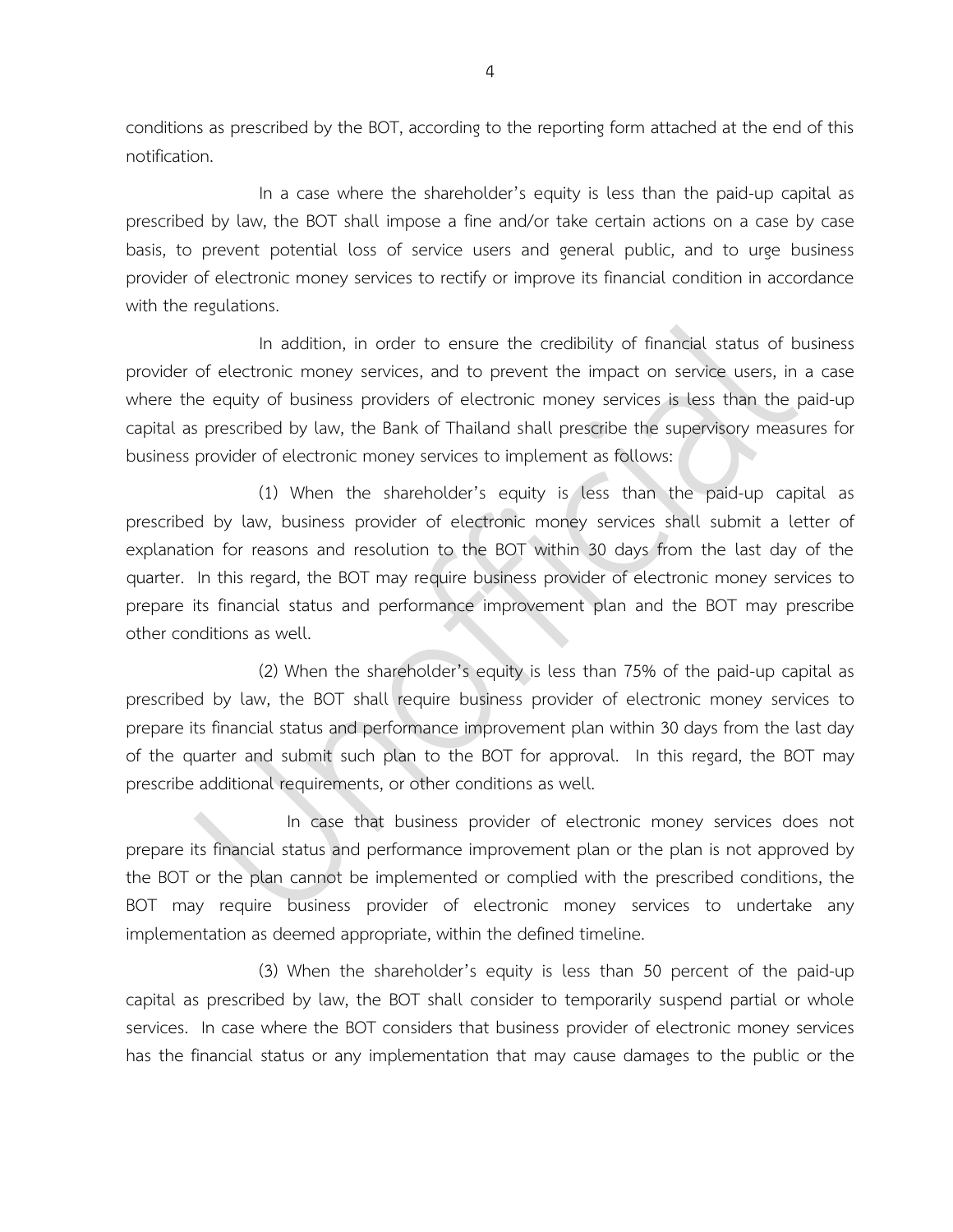conditions as prescribed by the BOT, according to the reporting form attached at the end of this notification.

In a case where the shareholder's equity is less than the paid-up capital as prescribed by law, the BOT shall impose a fine and/or take certain actions on a case by case basis, to prevent potential loss of service users and general public, and to urge business provider of electronic money services to rectify or improve its financial condition in accordance with the regulations.

In addition, in order to ensure the credibility of financial status of business provider of electronic money services, and to prevent the impact on service users, in a case where the equity of business providers of electronic money services is less than the paid-up capital as prescribed by law, the Bank of Thailand shall prescribe the supervisory measures for business provider of electronic money services to implement as follows:

(1) When the shareholder's equity is less than the paid-up capital as prescribed by law, business provider of electronic money services shall submit a letter of explanation for reasons and resolution to the BOT within 30 days from the last day of the quarter. In this regard, the BOT may require business provider of electronic money services to prepare its financial status and performance improvement plan and the BOT may prescribe other conditions as well.

(2) When the shareholder's equity is less than 75% of the paid-up capital as prescribed by law, the BOT shall require business provider of electronic money services to prepare its financial status and performance improvement plan within 30 days from the last day of the quarter and submit such plan to the BOT for approval. In this regard, the BOT may prescribe additional requirements, or other conditions as well.

In case that business provider of electronic money services does not prepare its financial status and performance improvement plan or the plan is not approved by the BOT or the plan cannot be implemented or complied with the prescribed conditions, the BOT may require business provider of electronic money services to undertake any implementation as deemed appropriate, within the defined timeline.

(3) When the shareholder's equity is less than 50 percent of the paid-up capital as prescribed by law, the BOT shall consider to temporarily suspend partial or whole services. In case where the BOT considers that business provider of electronic money services has the financial status or any implementation that may cause damages to the public or the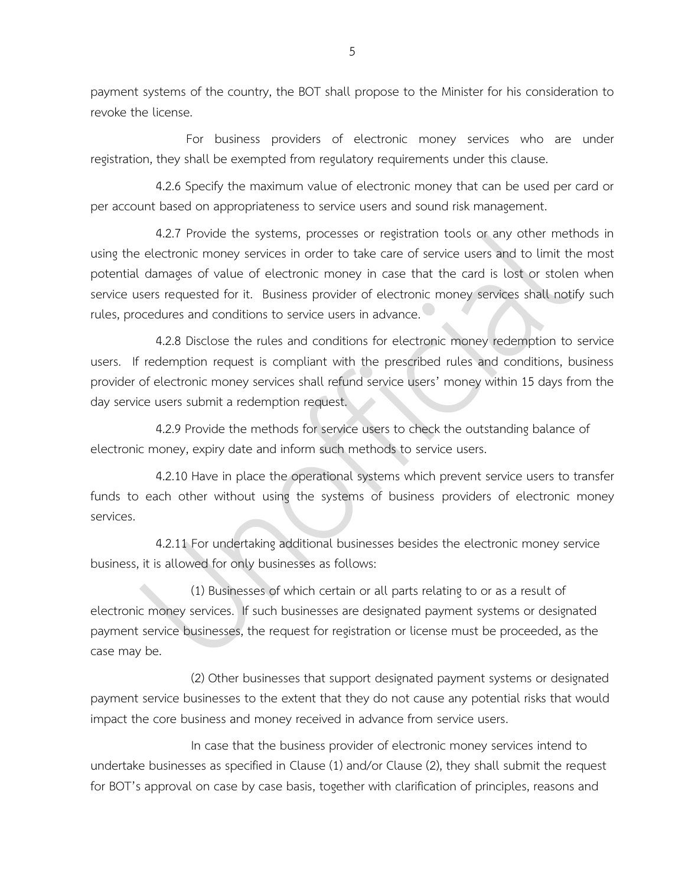payment systems of the country, the BOT shall propose to the Minister for his consideration to revoke the license.

For business providers of electronic money services who are under registration, they shall be exempted from regulatory requirements under this clause.

4.2.6 Specify the maximum value of electronic money that can be used per card or per account based on appropriateness to service users and sound risk management.

4.2.7 Provide the systems, processes or registration tools or any other methods in using the electronic money services in order to take care of service users and to limit the most potential damages of value of electronic money in case that the card is lost or stolen when service users requested for it. Business provider of electronic money services shall notify such rules, procedures and conditions to service users in advance.

4.2.8 Disclose the rules and conditions for electronic money redemption to service users. If redemption request is compliant with the prescribed rules and conditions, business provider of electronic money services shall refund service users' money within 15 days from the day service users submit a redemption request.

4.2.9 Provide the methods for service users to check the outstanding balance of electronic money, expiry date and inform such methods to service users.

4.2.10 Have in place the operational systems which prevent service users to transfer funds to each other without using the systems of business providers of electronic money services.

4.2.11 For undertaking additional businesses besides the electronic money service business, it is allowed for only businesses as follows:

(1) Businesses of which certain or all parts relating to or as a result of electronic money services. If such businesses are designated payment systems or designated payment service businesses, the request for registration or license must be proceeded, as the case may be.

(2) Other businesses that support designated payment systems or designated payment service businesses to the extent that they do not cause any potential risks that would impact the core business and money received in advance from service users.

In case that the business provider of electronic money services intend to undertake businesses as specified in Clause (1) and/or Clause (2), they shall submit the request for BOT's approval on case by case basis, together with clarification of principles, reasons and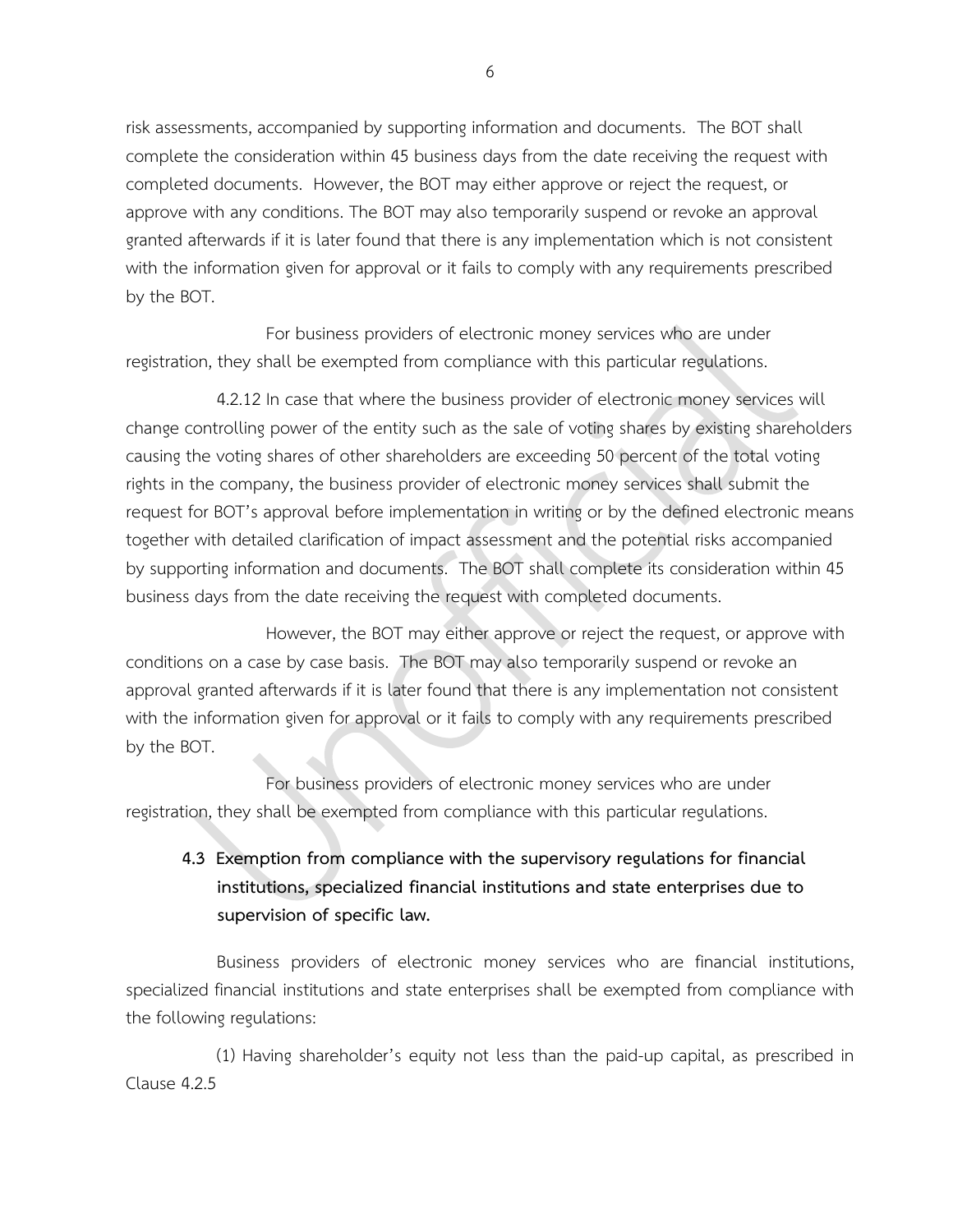risk assessments, accompanied by supporting information and documents. The BOT shall complete the consideration within 45 business days from the date receiving the request with completed documents. However, the BOT may either approve or reject the request, or approve with any conditions. The BOT may also temporarily suspend or revoke an approval granted afterwards if it is later found that there is any implementation which is not consistent with the information given for approval or it fails to comply with any requirements prescribed by the BOT.

For business providers of electronic money services who are under registration, they shall be exempted from compliance with this particular regulations.

4.2.12 In case that where the business provider of electronic money services will change controlling power of the entity such as the sale of voting shares by existing shareholders causing the voting shares of other shareholders are exceeding 50 percent of the total voting rights in the company, the business provider of electronic money services shall submit the request for BOT's approval before implementation in writing or by the defined electronic means together with detailed clarification of impact assessment and the potential risks accompanied by supporting information and documents. The BOT shall complete its consideration within 45 business days from the date receiving the request with completed documents.

However, the BOT may either approve or reject the request, or approve with conditions on a case by case basis. The BOT may also temporarily suspend or revoke an approval granted afterwards if it is later found that there is any implementation not consistent with the information given for approval or it fails to comply with any requirements prescribed by the BOT.

For business providers of electronic money services who are under registration, they shall be exempted from compliance with this particular regulations.

### 4.3 Exemption from compliance with the supervisory regulations for financial institutions, specialized financial institutions and state enterprises due to supervision of specific law.

Business providers of electronic money services who are financial institutions, specialized financial institutions and state enterprises shall be exempted from compliance with the following regulations:

(1) Having shareholder's equity not less than the paid-up capital, as prescribed in Clause 4.2.5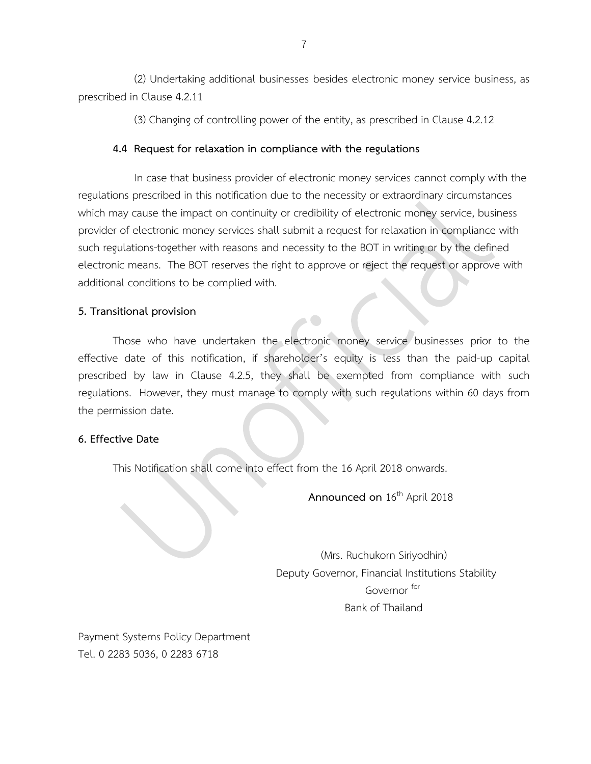(2) Undertaking additional businesses besides electronic money service business, as prescribed in Clause 4.2.11

(3) Changing of controlling power of the entity, as prescribed in Clause 4.2.12

**4.4 Request for relaxation in compliance with the regulations**

In case that business provider of electronic money services cannot comply with the regulations prescribed in this notification due to the necessity or extraordinary circumstances which may cause the impact on continuity or credibility of electronic money service, business provider of electronic money services shall submit a request for relaxation in compliance with such regulations-together with reasons and necessity to the BOT in writing or by the defined electronic means. The BOT reserves the right to approve or reject the request or approve with additional conditions to be complied with.

**5. Transitional provision**

Those who have undertaken the electronic money service businesses prior to the effective date of this notification, if shareholder's equity is less than the paid-up capital prescribed by law in Clause 4.2.5, they shall be exempted from compliance with such regulations. However, they must manage to comply with such regulations within 60 days from the permission date.

**6. Effective Date**

This Notification shall come into effect from the 16 April 2018 onwards.

**Announced on** 16th April 2018

(Mrs. Ruchukorn Siriyodhin)
Deputy Governor, Financial Institutions Stability
Governor for
Bank of Thailand

Payment Systems Policy Department
Tel. 0 2283 5036, 0 2283 6718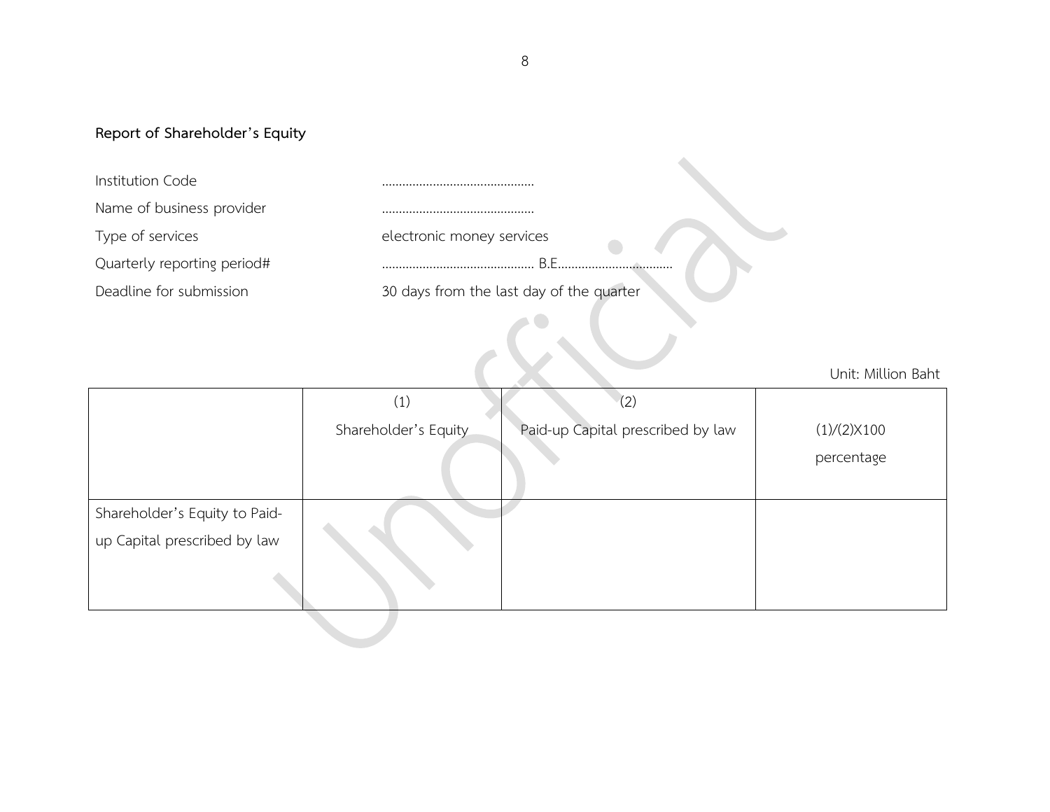**Report of Shareholder's Equity**

Institution Code ............................................

Name of business provider ............................................

Type of services electronic money services

Quarterly reporting period# ............................................ B.E..................................

Deadline for submission 30 days from the last day of the quarter

Unit: Million Baht

| | (1) Shareholder's Equity | (2) Paid-up Capital prescribed by law | (1)/(2)X100 percentage |
|---|---|---|---|
| Shareholder's Equity to Paid-up Capital prescribed by law | | | |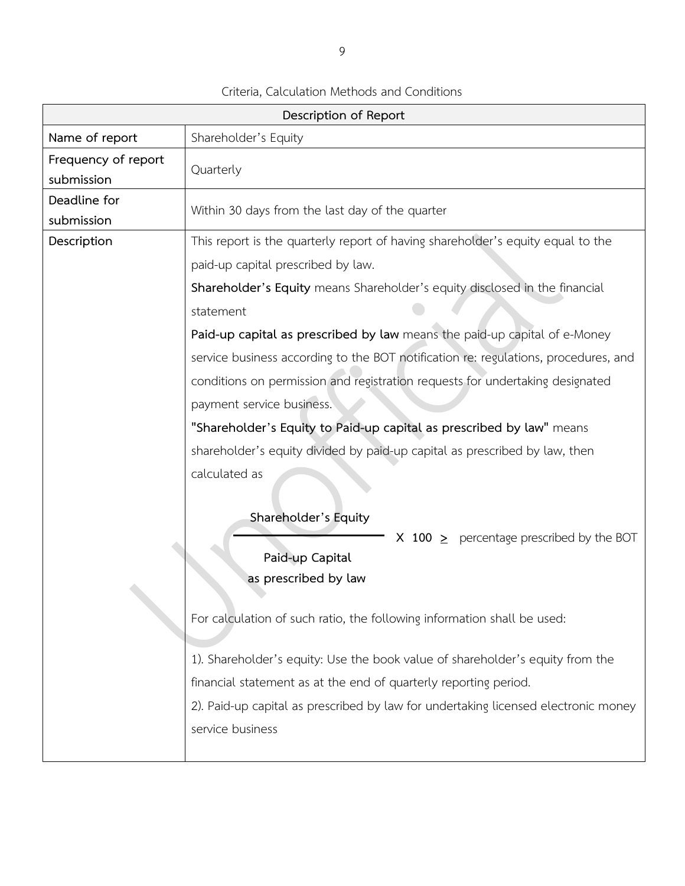Criteria, Calculation Methods and Conditions

| Description of Report | |
|---|---|
| **Name of report** | Shareholder's Equity |
| **Frequency of report submission** | Quarterly |
| **Deadline for submission** | Within 30 days from the last day of the quarter |
| **Description** | This report is the quarterly report of having shareholder's equity equal to the paid-up capital prescribed by law.<br>**Shareholder's Equity** means Shareholder's equity disclosed in the financial statement<br>**Paid-up capital as prescribed by law** means the paid-up capital of e-Money service business according to the BOT notification re: regulations, procedures, and conditions on permission and registration requests for undertaking designated payment service business.<br>**"Shareholder's Equity to Paid-up capital as prescribed by law"** means shareholder's equity divided by paid-up capital as prescribed by law, then calculated as<br>$\dfrac{\textbf{Shareholder's Equity}}{\textbf{Paid-up Capital as prescribed by law}} \times 100 \geq$ percentage prescribed by the BOT<br>For calculation of such ratio, the following information shall be used:<br>1). Shareholder's equity: Use the book value of shareholder's equity from the financial statement as at the end of quarterly reporting period.<br>2). Paid-up capital as prescribed by law for undertaking licensed electronic money service business |